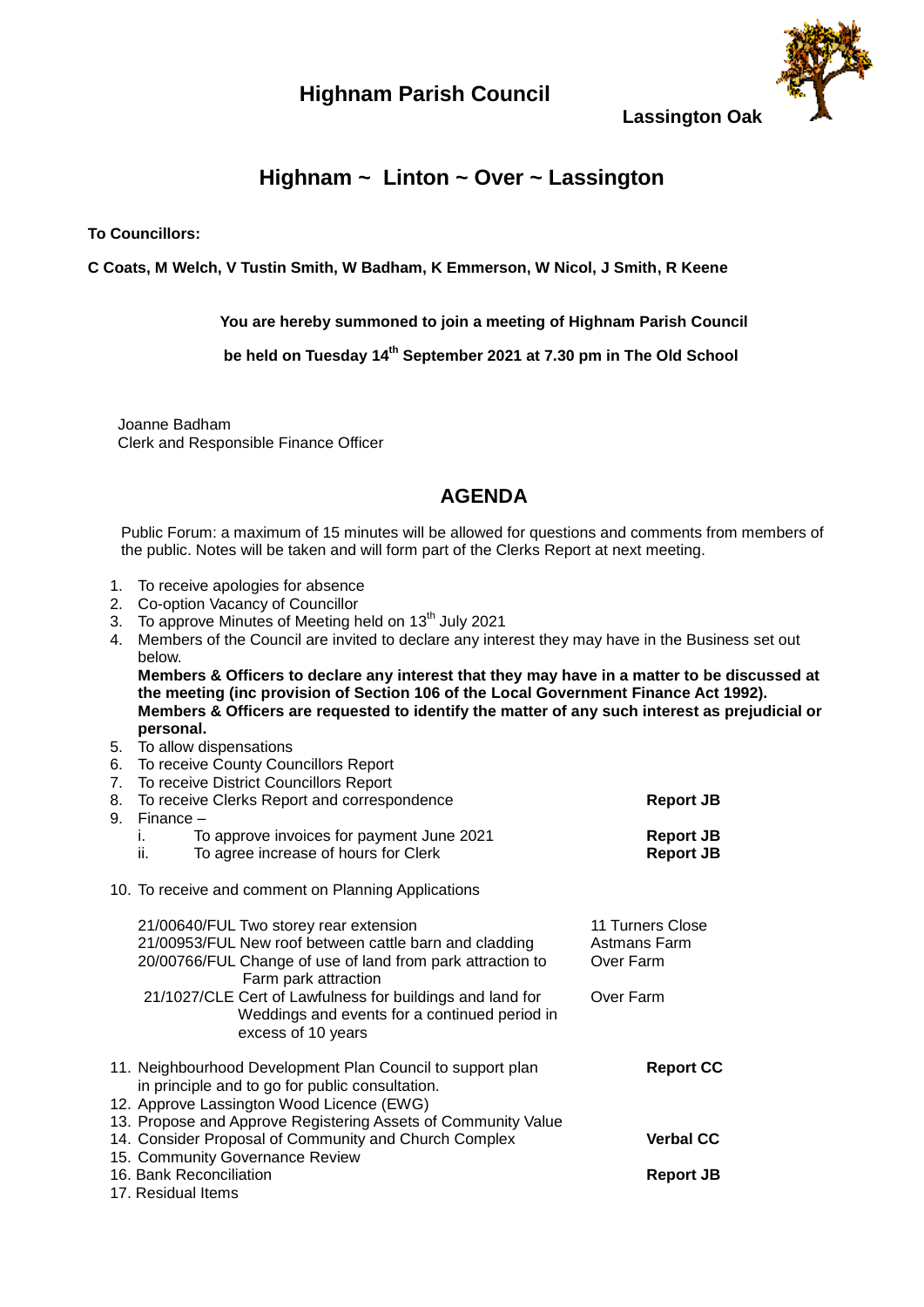# Highnam Parish Council

**Lassington Oak**

## Highnam ~ Linton ~ Over ~ Lassington

**To Councillors:**

**C Coats, M Welch, V Tustin Smith, W Badham, K Emmerson, W Nicol, J Smith, R Keene**

**You are hereby summoned to join a meeting of Highnam Parish Council**

**be held on Tuesday 14th September 2021 at 7.30 pm in The Old School**

Joanne Badham
Clerk and Responsible Finance Officer

## AGENDA

Public Forum: a maximum of 15 minutes will be allowed for questions and comments from members of the public. Notes will be taken and will form part of the Clerks Report at next meeting.

1. To receive apologies for absence
2. Co-option Vacancy of Councillor
3. To approve Minutes of Meeting held on 13th July 2021
4. Members of the Council are invited to declare any interest they may have in the Business set out below.
   **Members & Officers to declare any interest that they may have in a matter to be discussed at the meeting (inc provision of Section 106 of the Local Government Finance Act 1992). Members & Officers are requested to identify the matter of any such interest as prejudicial or personal.**
5. To allow dispensations
6. To receive County Councillors Report
7. To receive District Councillors Report
8. To receive Clerks Report and correspondence — **Report JB**
9. Finance –
   i. To approve invoices for payment June 2021 — **Report JB**
   ii. To agree increase of hours for Clerk — **Report JB**
10. To receive and comment on Planning Applications

| Application | Location |
|---|---|
| 21/00640/FUL Two storey rear extension | 11 Turners Close |
| 21/00953/FUL New roof between cattle barn and cladding | Astmans Farm |
| 20/00766/FUL Change of use of land from park attraction to Farm park attraction | Over Farm |
| 21/1027/CLE Cert of Lawfulness for buildings and land for Weddings and events for a continued period in excess of 10 years | Over Farm |

11. Neighbourhood Development Plan Council to support plan in principle and to go for public consultation. — **Report CC**
12. Approve Lassington Wood Licence (EWG)
13. Propose and Approve Registering Assets of Community Value
14. Consider Proposal of Community and Church Complex — **Verbal CC**
15. Community Governance Review
16. Bank Reconciliation — **Report JB**
17. Residual Items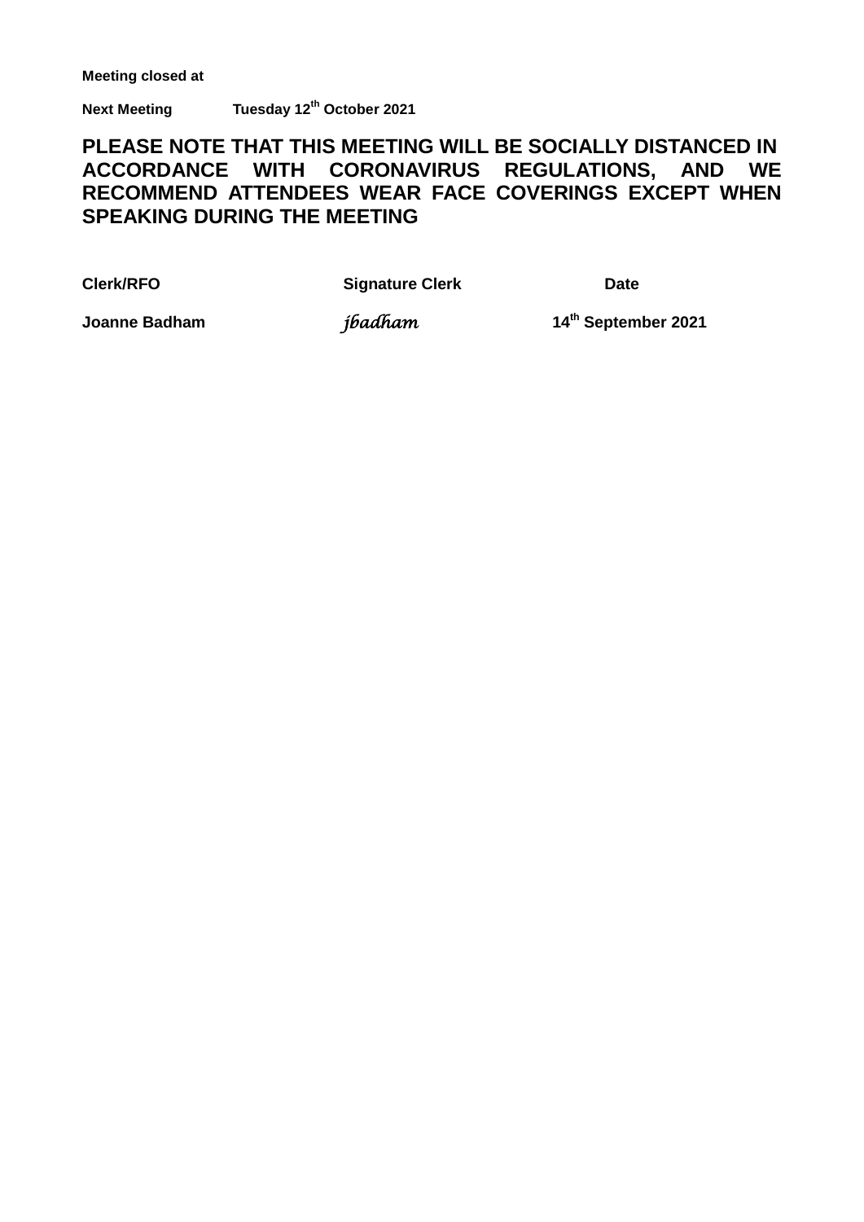**Meeting closed at**

**Next Meeting Tuesday 12th October 2021**

**PLEASE NOTE THAT THIS MEETING WILL BE SOCIALLY DISTANCED IN ACCORDANCE WITH CORONAVIRUS REGULATIONS, AND WE RECOMMEND ATTENDEES WEAR FACE COVERINGS EXCEPT WHEN SPEAKING DURING THE MEETING**

| | | |
|---|---|---|
| **Clerk/RFO** | **Signature Clerk** | **Date** |
| **Joanne Badham** | *jbadham* | **14th September 2021** |